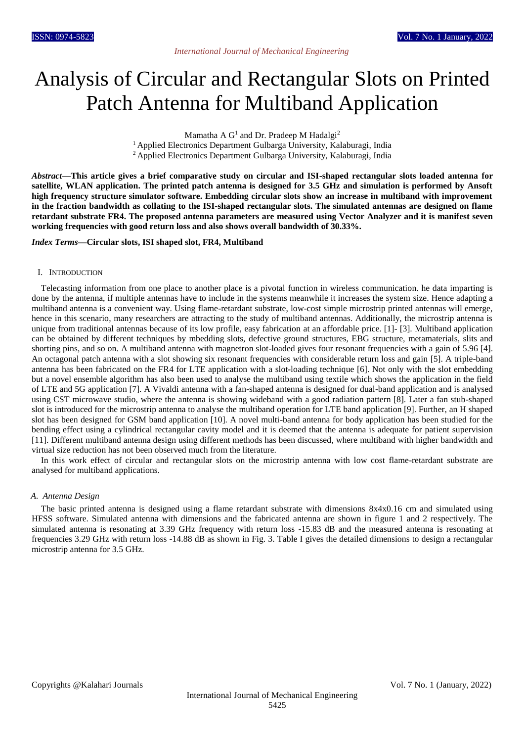# Analysis of Circular and Rectangular Slots on Printed Patch Antenna for Multiband Application

Mamatha A G[1] and Dr. Pradeep M Hadalgi[2]

[1] Applied Electronics Department Gulbarga University, Kalaburagi, India

[2] Applied Electronics Department Gulbarga University, Kalaburagi, India

***Abstract*—This article gives a brief comparative study on circular and ISI-shaped rectangular slots loaded antenna for satellite, WLAN application. The printed patch antenna is designed for 3.5 GHz and simulation is performed by Ansoft high frequency structure simulator software. Embedding circular slots show an increase in multiband with improvement in the fraction bandwidth as collating to the ISI-shaped rectangular slots. The simulated antennas are designed on flame retardant substrate FR4. The proposed antenna parameters are measured using Vector Analyzer and it is manifest seven working frequencies with good return loss and also shows overall bandwidth of 30.33%.**

***Index Terms*—Circular slots, ISI shaped slot, FR4, Multiband**

## I. Introduction

Telecasting information from one place to another place is a pivotal function in wireless communication. he data imparting is done by the antenna, if multiple antennas have to include in the systems meanwhile it increases the system size. Hence adapting a multiband antenna is a convenient way. Using flame-retardant substrate, low-cost simple microstrip printed antennas will emerge, hence in this scenario, many researchers are attracting to the study of multiband antennas. Additionally, the microstrip antenna is unique from traditional antennas because of its low profile, easy fabrication at an affordable price. [1]- [3]. Multiband application can be obtained by different techniques by mbedding slots, defective ground structures, EBG structure, metamaterials, slits and shorting pins, and so on. A multiband antenna with magnetron slot-loaded gives four resonant frequencies with a gain of 5.96 [4]. An octagonal patch antenna with a slot showing six resonant frequencies with considerable return loss and gain [5]. A triple-band antenna has been fabricated on the FR4 for LTE application with a slot-loading technique [6]. Not only with the slot embedding but a novel ensemble algorithm has also been used to analyse the multiband using textile which shows the application in the field of LTE and 5G application [7]. A Vivaldi antenna with a fan-shaped antenna is designed for dual-band application and is analysed using CST microwave studio, where the antenna is showing wideband with a good radiation pattern [8]. Later a fan stub-shaped slot is introduced for the microstrip antenna to analyse the multiband operation for LTE band application [9]. Further, an H shaped slot has been designed for GSM band application [10]. A novel multi-band antenna for body application has been studied for the bending effect using a cylindrical rectangular cavity model and it is deemed that the antenna is adequate for patient supervision [11]. Different multiband antenna design using different methods has been discussed, where multiband with higher bandwidth and virtual size reduction has not been observed much from the literature.

In this work effect of circular and rectangular slots on the microstrip antenna with low cost flame-retardant substrate are analysed for multiband applications.

### A. Antenna Design

The basic printed antenna is designed using a flame retardant substrate with dimensions 8x4x0.16 cm and simulated using HFSS software. Simulated antenna with dimensions and the fabricated antenna are shown in figure 1 and 2 respectively. The simulated antenna is resonating at 3.39 GHz frequency with return loss -15.83 dB and the measured antenna is resonating at frequencies 3.29 GHz with return loss -14.88 dB as shown in Fig. 3. Table I gives the detailed dimensions to design a rectangular microstrip antenna for 3.5 GHz.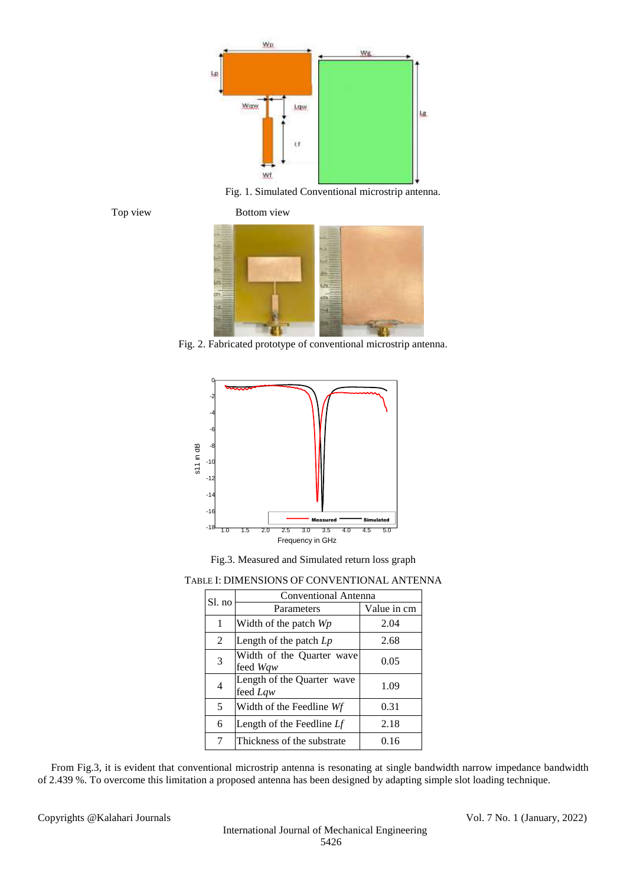Fig. 1. Simulated Conventional microstrip antenna.

Top view Bottom view

Fig. 2. Fabricated prototype of conventional microstrip antenna.

Fig.3. Measured and Simulated return loss graph

TABLE I: DIMENSIONS OF CONVENTIONAL ANTENNA

| Sl. no | Conventional Antenna | |
|---|---|---|
| | Parameters | Value in cm |
| 1 | Width of the patch *Wp* | 2.04 |
| 2 | Length of the patch *Lp* | 2.68 |
| 3 | Width of the Quarter wave feed *Wqw* | 0.05 |
| 4 | Length of the Quarter wave feed *Lqw* | 1.09 |
| 5 | Width of the Feedline *Wf* | 0.31 |
| 6 | Length of the Feedline *Lf* | 2.18 |
| 7 | Thickness of the substrate | 0.16 |

From Fig.3, it is evident that conventional microstrip antenna is resonating at single bandwidth narrow impedance bandwidth of 2.439 %. To overcome this limitation a proposed antenna has been designed by adapting simple slot loading technique.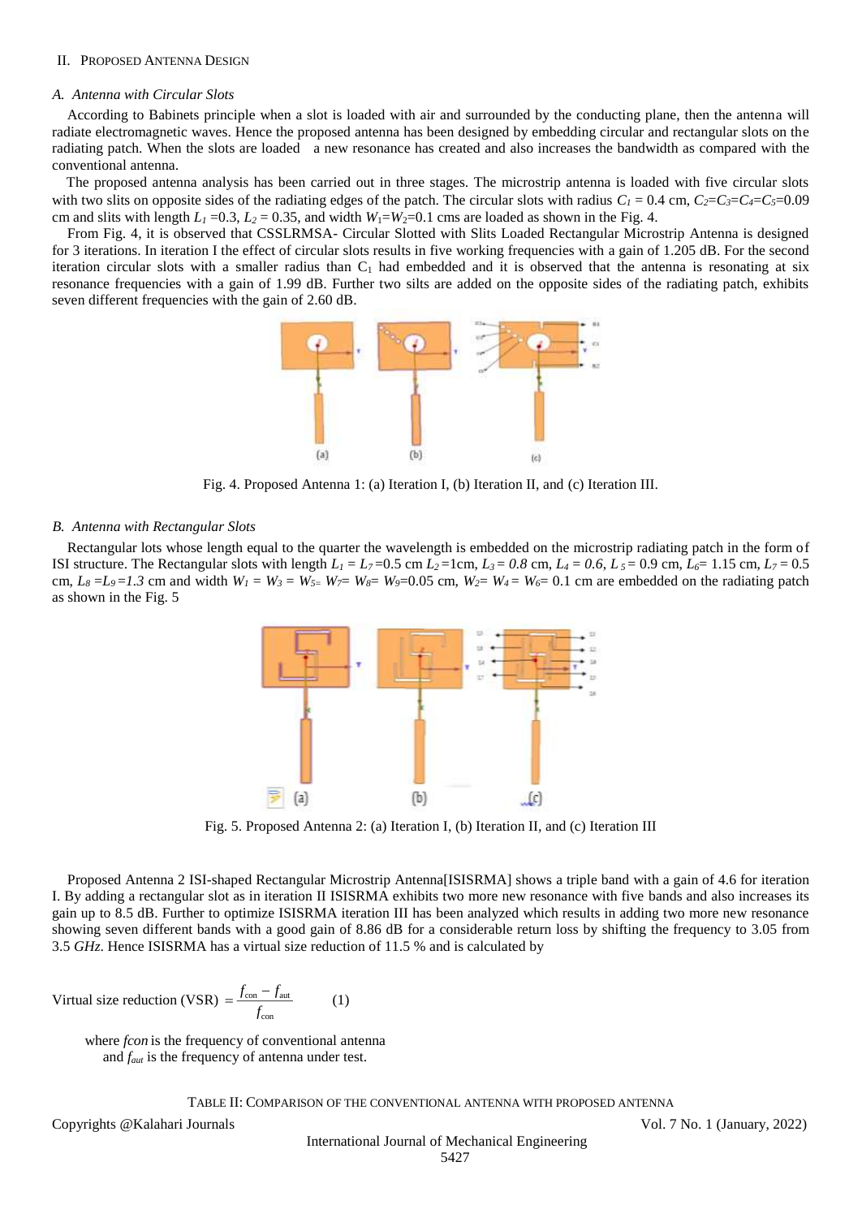## II. Proposed Antenna Design

### A. Antenna with Circular Slots

According to Babinets principle when a slot is loaded with air and surrounded by the conducting plane, then the antenna will radiate electromagnetic waves. Hence the proposed antenna has been designed by embedding circular and rectangular slots on the radiating patch. When the slots are loaded a new resonance has created and also increases the bandwidth as compared with the conventional antenna.

The proposed antenna analysis has been carried out in three stages. The microstrip antenna is loaded with five circular slots with two slits on opposite sides of the radiating edges of the patch. The circular slots with radius $C_1$ = 0.4 cm, $C_2$=$C_3$=$C_4$=$C_5$=0.09 cm and slits with length $L_1$ =0.3, $L_2$ = 0.35, and width $W_1$=$W_2$=0.1 cms are loaded as shown in the Fig. 4.

From Fig. 4, it is observed that CSSLRMSA- Circular Slotted with Slits Loaded Rectangular Microstrip Antenna is designed for 3 iterations. In iteration I the effect of circular slots results in five working frequencies with a gain of 1.205 dB. For the second iteration circular slots with a smaller radius than $C_1$ had embedded and it is observed that the antenna is resonating at six resonance frequencies with a gain of 1.99 dB. Further two silts are added on the opposite sides of the radiating patch, exhibits seven different frequencies with the gain of 2.60 dB.

Fig. 4. Proposed Antenna 1: (a) Iteration I, (b) Iteration II, and (c) Iteration III.

### B. Antenna with Rectangular Slots

Rectangular lots whose length equal to the quarter the wavelength is embedded on the microstrip radiating patch in the form of ISI structure. The Rectangular slots with length $L_1$ = $L_7$ =0.5 cm $L_2$ =1cm, $L_3$ = *0.8* cm, $L_4$ = *0.6*, $L_5$ = 0.9 cm, $L_6$= 1.15 cm, $L_7$ = 0.5 cm, $L_8$ =$L_9$ =*1.3* cm and width $W_1$ = $W_3$ = $W_5$= $W_7$= $W_8$= $W_9$=0.05 cm, $W_2$= $W_4$ = $W_6$= 0.1 cm are embedded on the radiating patch as shown in the Fig. 5

Fig. 5. Proposed Antenna 2: (a) Iteration I, (b) Iteration II, and (c) Iteration III

Proposed Antenna 2 ISI-shaped Rectangular Microstrip Antenna[ISISRMA] shows a triple band with a gain of 4.6 for iteration I. By adding a rectangular slot as in iteration II ISISRMA exhibits two more new resonance with five bands and also increases its gain up to 8.5 dB. Further to optimize ISISRMA iteration III has been analyzed which results in adding two more new resonance showing seven different bands with a good gain of 8.86 dB for a considerable return loss by shifting the frequency to 3.05 from 3.5 *GHz*. Hence ISISRMA has a virtual size reduction of 11.5 % and is calculated by

$$\text{Virtual size reduction (VSR)} = \frac{f_{con} - f_{aut}}{f_{con}} \qquad (1)$$

where *fcon* is the frequency of conventional antenna and $f_{aut}$ is the frequency of antenna under test.

TABLE II: Comparison of the conventional antenna with proposed antenna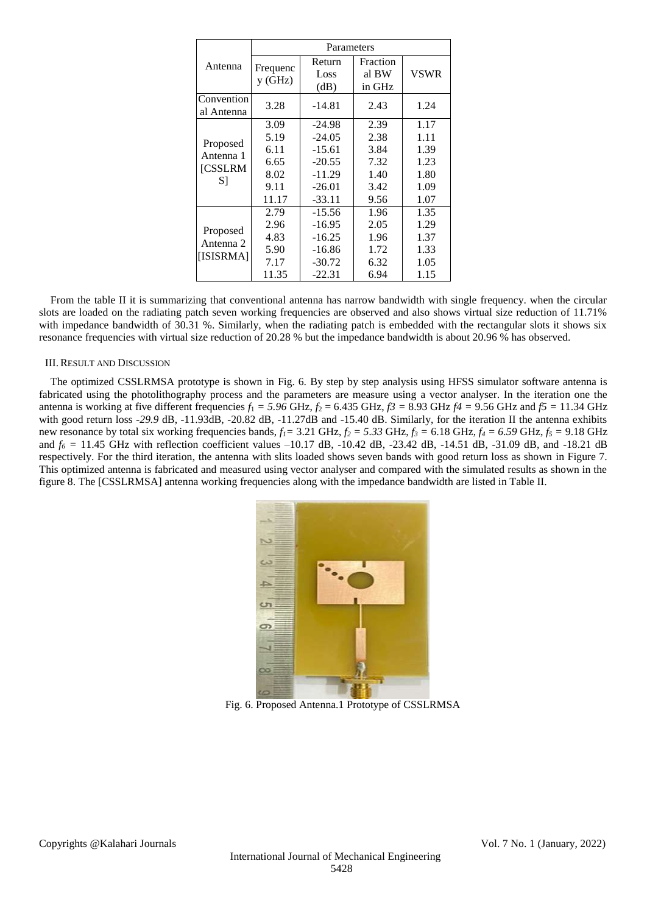<table>
<tr><th rowspan="2">Antenna</th><th colspan="4">Parameters</th></tr>
<tr><th>Frequency (GHz)</th><th>Return Loss (dB)</th><th>Fractional BW in GHz</th><th>VSWR</th></tr>
<tr><td>Conventional Antenna</td><td>3.28</td><td>-14.81</td><td>2.43</td><td>1.24</td></tr>
<tr><td rowspan="7">Proposed Antenna 1 [CSSLRMS]</td><td>3.09</td><td>-24.98</td><td>2.39</td><td>1.17</td></tr>
<tr><td>5.19</td><td>-24.05</td><td>2.38</td><td>1.11</td></tr>
<tr><td>6.11</td><td>-15.61</td><td>3.84</td><td>1.39</td></tr>
<tr><td>6.65</td><td>-20.55</td><td>7.32</td><td>1.23</td></tr>
<tr><td>8.02</td><td>-11.29</td><td>1.40</td><td>1.80</td></tr>
<tr><td>9.11</td><td>-26.01</td><td>3.42</td><td>1.09</td></tr>
<tr><td>11.17</td><td>-33.11</td><td>9.56</td><td>1.07</td></tr>
<tr><td rowspan="6">Proposed Antenna 2 [ISISRMA]</td><td>2.79</td><td>-15.56</td><td>1.96</td><td>1.35</td></tr>
<tr><td>2.96</td><td>-16.95</td><td>2.05</td><td>1.29</td></tr>
<tr><td>4.83</td><td>-16.25</td><td>1.96</td><td>1.37</td></tr>
<tr><td>5.90</td><td>-16.86</td><td>1.72</td><td>1.33</td></tr>
<tr><td>7.17</td><td>-30.72</td><td>6.32</td><td>1.05</td></tr>
<tr><td>11.35</td><td>-22.31</td><td>6.94</td><td>1.15</td></tr>
</table>

From the table II it is summarizing that conventional antenna has narrow bandwidth with single frequency. when the circular slots are loaded on the radiating patch seven working frequencies are observed and also shows virtual size reduction of 11.71% with impedance bandwidth of 30.31 %. Similarly, when the radiating patch is embedded with the rectangular slots it shows six resonance frequencies with virtual size reduction of 20.28 % but the impedance bandwidth is about 20.96 % has observed.

## III. Result and Discussion

The optimized CSSLRMSA prototype is shown in Fig. 6. By step by step analysis using HFSS simulator software antenna is fabricated using the photolithography process and the parameters are measure using a vector analyser. In the iteration one the antenna is working at five different frequencies $f_1$ = *5.96* GHz, $f_2$ = 6.435 GHz, $f3$ = 8.93 GHz $f4$ = 9.56 GHz and $f5$ = 11.34 GHz with good return loss *-29.9* dB, -11.93dB, -20.82 dB, -11.27dB and -15.40 dB. Similarly, for the iteration II the antenna exhibits new resonance by total six working frequencies bands, $f_1$= 3.21 GHz, $f_2$ = *5.33* GHz, $f_3$ = 6.18 GHz, $f_4$ = *6.59* GHz, $f_5$ = 9.18 GHz and $f_6$ = 11.45 GHz with reflection coefficient values –10.17 dB, -10.42 dB, -23.42 dB, -14.51 dB, -31.09 dB, and -18.21 dB respectively. For the third iteration, the antenna with slits loaded shows seven bands with good return loss as shown in Figure 7. This optimized antenna is fabricated and measured using vector analyser and compared with the simulated results as shown in the figure 8. The [CSSLRMSA] antenna working frequencies along with the impedance bandwidth are listed in Table II.

Fig. 6. Proposed Antenna.1 Prototype of CSSLRMSA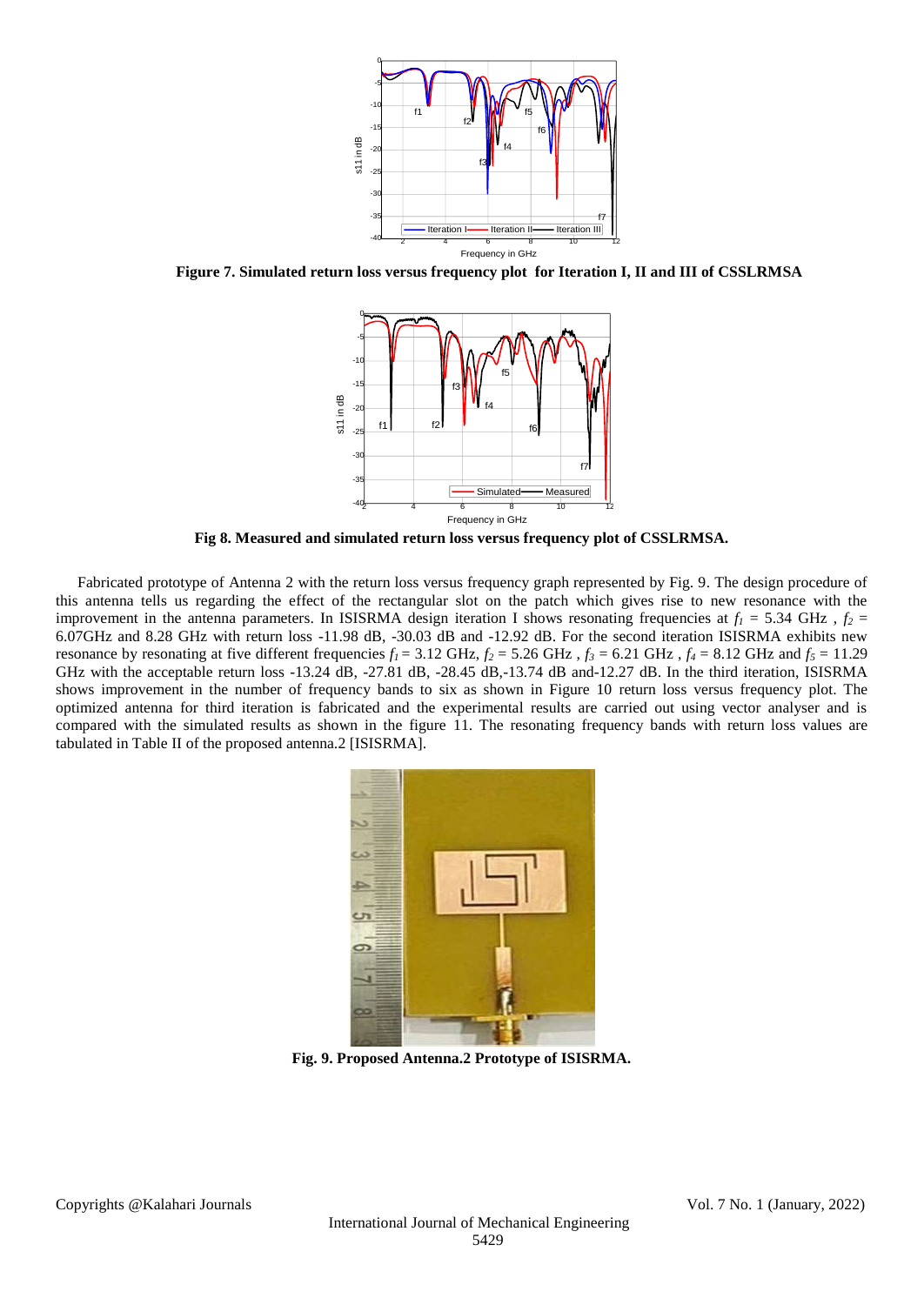**Figure 7. Simulated return loss versus frequency plot for Iteration I, II and III of CSSLRMSA**

**Fig 8. Measured and simulated return loss versus frequency plot of CSSLRMSA.**

Fabricated prototype of Antenna 2 with the return loss versus frequency graph represented by Fig. 9. The design procedure of this antenna tells us regarding the effect of the rectangular slot on the patch which gives rise to new resonance with the improvement in the antenna parameters. In ISISRMA design iteration I shows resonating frequencies at $f_1$ = 5.34 GHz , $f_2$ = 6.07GHz and 8.28 GHz with return loss -11.98 dB, -30.03 dB and -12.92 dB. For the second iteration ISISRMA exhibits new resonance by resonating at five different frequencies $f_1$ = 3.12 GHz, $f_2$ = 5.26 GHz , $f_3$ = 6.21 GHz , $f_4$ = 8.12 GHz and $f_5$ = 11.29 GHz with the acceptable return loss -13.24 dB, -27.81 dB, -28.45 dB,-13.74 dB and-12.27 dB. In the third iteration, ISISRMA shows improvement in the number of frequency bands to six as shown in Figure 10 return loss versus frequency plot. The optimized antenna for third iteration is fabricated and the experimental results are carried out using vector analyser and is compared with the simulated results as shown in the figure 11. The resonating frequency bands with return loss values are tabulated in Table II of the proposed antenna.2 [ISISRMA].

**Fig. 9. Proposed Antenna.2 Prototype of ISISRMA.**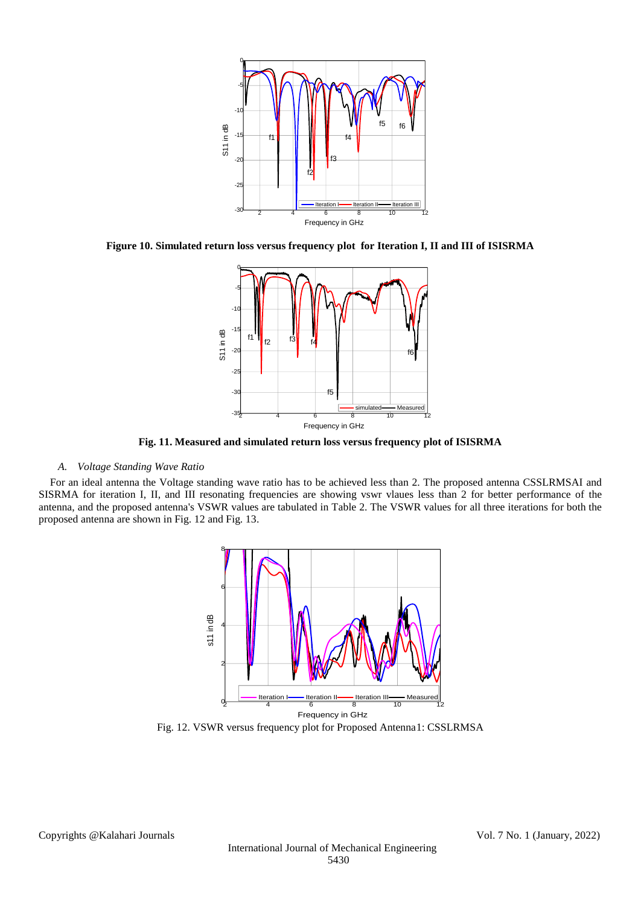**Figure 10. Simulated return loss versus frequency plot for Iteration I, II and III of ISISRMA**

**Fig. 11. Measured and simulated return loss versus frequency plot of ISISRMA**

### *A. Voltage Standing Wave Ratio*

For an ideal antenna the Voltage standing wave ratio has to be achieved less than 2. The proposed antenna CSSLRMSAI and SISRMA for iteration I, II, and III resonating frequencies are showing vswr vlaues less than 2 for better performance of the antenna, and the proposed antenna's VSWR values are tabulated in Table 2. The VSWR values for all three iterations for both the proposed antenna are shown in Fig. 12 and Fig. 13.

Fig. 12. VSWR versus frequency plot for Proposed Antenna1: CSSLRMSA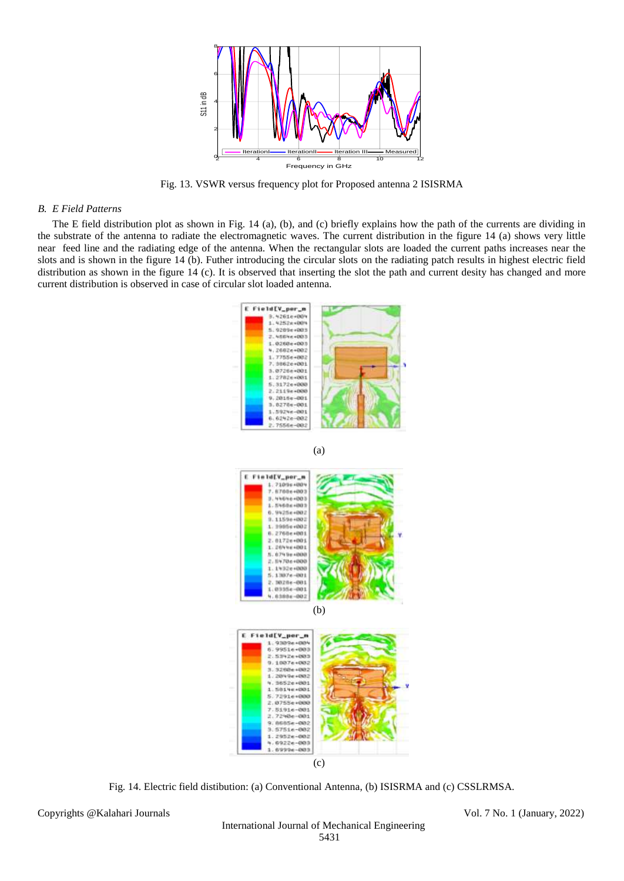Fig. 13. VSWR versus frequency plot for Proposed antenna 2 ISISRMA

### *B. E Field Patterns*

The E field distribution plot as shown in Fig. 14 (a), (b), and (c) briefly explains how the path of the currents are dividing in the substrate of the antenna to radiate the electromagnetic waves. The current distribution in the figure 14 (a) shows very little near feed line and the radiating edge of the antenna. When the rectangular slots are loaded the current paths increases near the slots and is shown in the figure 14 (b). Futher introducing the circular slots on the radiating patch results in highest electric field distribation as shown in the figure 14 (c). It is observed that inserting the slot the path and current desity has changed and more current distribution is observed in case of circular slot loaded antenna.

(a)

(b)

(c)

Fig. 14. Electric field distibution: (a) Conventional Antenna, (b) ISISRMA and (c) CSSLRMSA.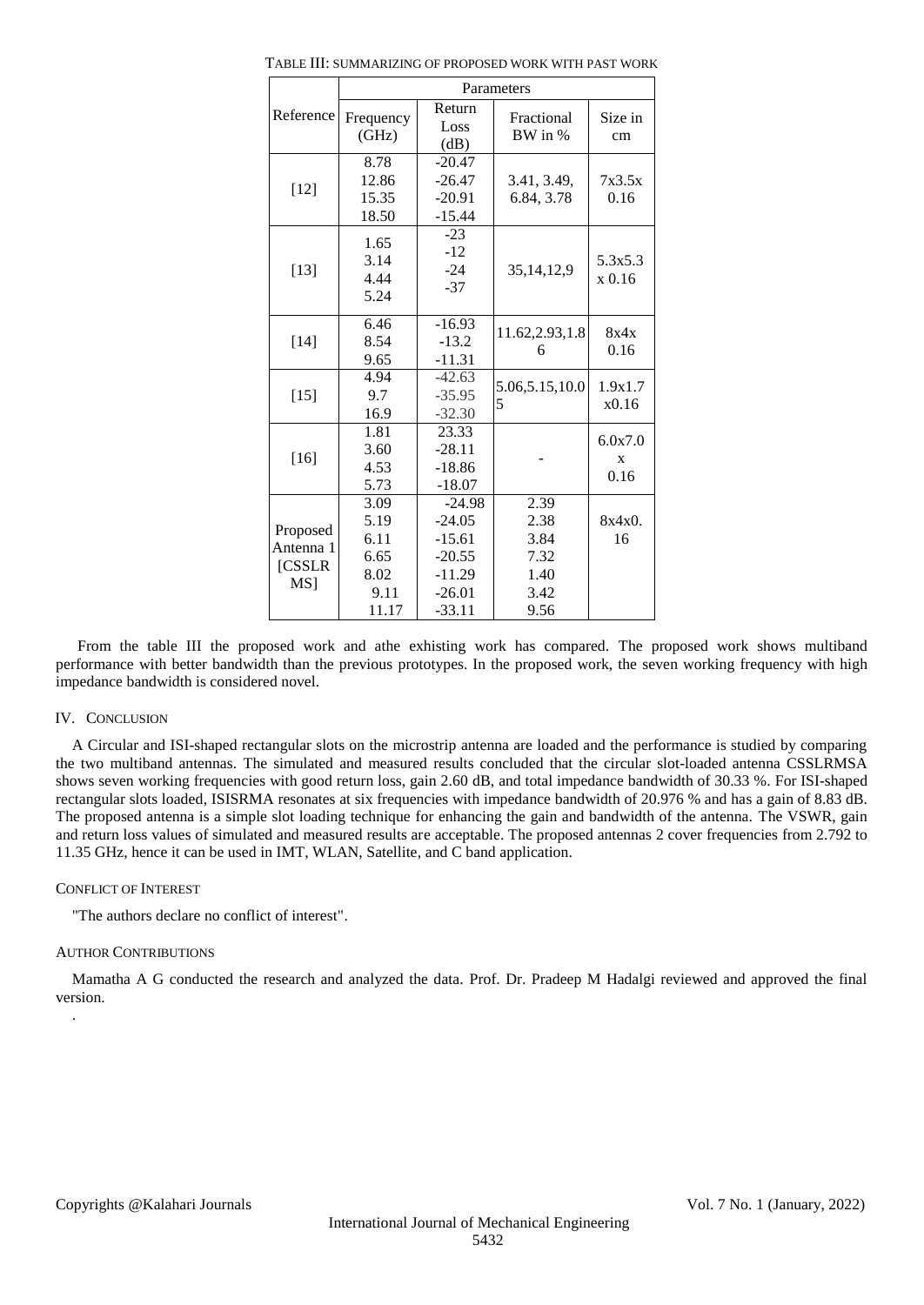TABLE III: SUMMARIZING OF PROPOSED WORK WITH PAST WORK

| Reference | Parameters | | | |
|---|---|---|---|---|
| | Frequency (GHz) | Return Loss (dB) | Fractional BW in % | Size in cm |
| [12] | 8.78<br>12.86<br>15.35<br>18.50 | -20.47<br>-26.47<br>-20.91<br>-15.44 | 3.41, 3.49, 6.84, 3.78 | 7x3.5x 0.16 |
| [13] | 1.65<br>3.14<br>4.44<br>5.24 | -23<br>-12<br>-24<br>-37 | 35,14,12,9 | 5.3x5.3 x 0.16 |
| [14] | 6.46<br>8.54<br>9.65 | -16.93<br>-13.2<br>-11.31 | 11.62,2.93,1.86 | 8x4x 0.16 |
| [15] | 4.94<br>9.7<br>16.9 | -42.63<br>-35.95<br>-32.30 | 5.06,5.15,10.05 | 1.9x1.7 x0.16 |
| [16] | 1.81<br>3.60<br>4.53<br>5.73 | 23.33<br>-28.11<br>-18.86<br>-18.07 | - | 6.0x7.0 x 0.16 |
| Proposed Antenna 1 [CSSLRMS] | 3.09<br>5.19<br>6.11<br>6.65<br>8.02<br>9.11<br>11.17 | -24.98<br>-24.05<br>-15.61<br>-20.55<br>-11.29<br>-26.01<br>-33.11 | 2.39<br>2.38<br>3.84<br>7.32<br>1.40<br>3.42<br>9.56 | 8x4x0.16 |

From the table III the proposed work and athe exhisting work has compared. The proposed work shows multiband performance with better bandwidth than the previous prototypes. In the proposed work, the seven working frequency with high impedance bandwidth is considered novel.

## IV. CONCLUSION

A Circular and ISI-shaped rectangular slots on the microstrip antenna are loaded and the performance is studied by comparing the two multiband antennas. The simulated and measured results concluded that the circular slot-loaded antenna CSSLRMSA shows seven working frequencies with good return loss, gain 2.60 dB, and total impedance bandwidth of 30.33 %. For ISI-shaped rectangular slots loaded, ISISRMA resonates at six frequencies with impedance bandwidth of 20.976 % and has a gain of 8.83 dB. The proposed antenna is a simple slot loading technique for enhancing the gain and bandwidth of the antenna. The VSWR, gain and return loss values of simulated and measured results are acceptable. The proposed antennas 2 cover frequencies from 2.792 to 11.35 GHz, hence it can be used in IMT, WLAN, Satellite, and C band application.

### CONFLICT OF INTEREST

"The authors declare no conflict of interest".

### AUTHOR CONTRIBUTIONS

Mamatha A G conducted the research and analyzed the data. Prof. Dr. Pradeep M Hadalgi reviewed and approved the final version.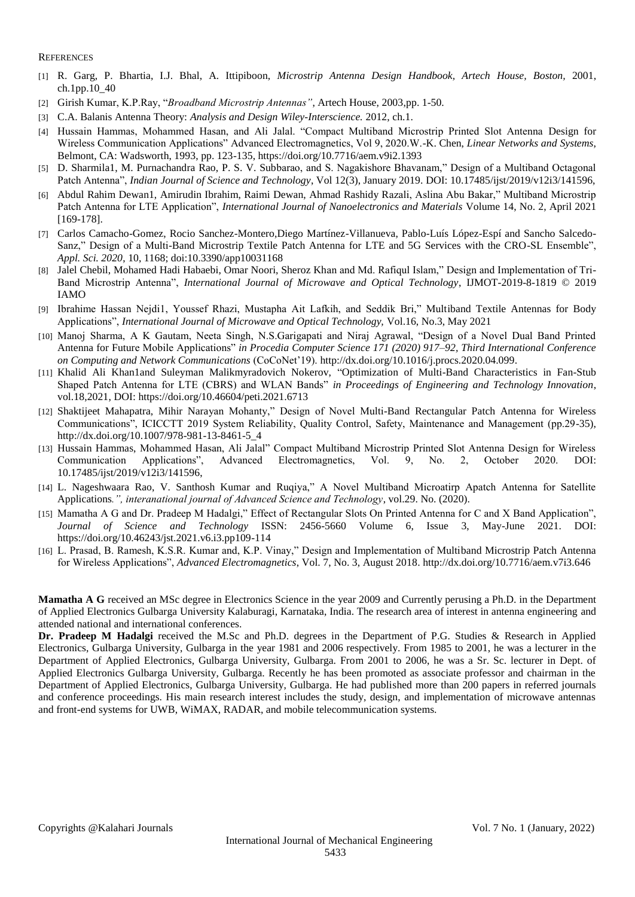REFERENCES

- [1] R. Garg, P. Bhartia, I.J. Bhal, A. Ittipiboon, *Microstrip Antenna Design Handbook, Artech House, Boston,* 2001, ch.1pp.10_40
- [2] Girish Kumar, K.P.Ray, "*Broadband Microstrip Antennas"*, Artech House, 2003,pp. 1-50.
- [3] C.A. Balanis Antenna Theory: *Analysis and Design Wiley-Interscience.* 2012, ch.1.
- [4] Hussain Hammas, Mohammed Hasan, and Ali Jalal. "Compact Multiband Microstrip Printed Slot Antenna Design for Wireless Communication Applications" Advanced Electromagnetics, Vol 9, 2020.W.-K. Chen, *Linear Networks and Systems,* Belmont, CA: Wadsworth, 1993, pp. 123-135, https://doi.org/10.7716/aem.v9i2.1393
- [5] D. Sharmila1, M. Purnachandra Rao, P. S. V. Subbarao, and S. Nagakishore Bhavanam," Design of a Multiband Octagonal Patch Antenna", *Indian Journal of Science and Technology*, Vol 12(3), January 2019. DOI: 10.17485/ijst/2019/v12i3/141596,
- [6] Abdul Rahim Dewan1, Amirudin Ibrahim, Raimi Dewan, Ahmad Rashidy Razali, Aslina Abu Bakar," Multiband Microstrip Patch Antenna for LTE Application", *International Journal of Nanoelectronics and Materials* Volume 14, No. 2, April 2021 [169-178].
- [7] Carlos Camacho-Gomez, Rocio Sanchez-Montero,Diego Martínez-Villanueva, Pablo-Luís López-Espí and Sancho Salcedo-Sanz," Design of a Multi-Band Microstrip Textile Patch Antenna for LTE and 5G Services with the CRO-SL Ensemble", *Appl. Sci. 2020*, 10, 1168; doi:10.3390/app10031168
- [8] Jalel Chebil, Mohamed Hadi Habaebi, Omar Noori, Sheroz Khan and Md. Rafiqul Islam," Design and Implementation of Tri-Band Microstrip Antenna", *International Journal of Microwave and Optical Technology*, IJMOT-2019-8-1819 © 2019 IAMO
- [9] Ibrahime Hassan Nejdi1, Youssef Rhazi, Mustapha Ait Lafkih, and Seddik Bri," Multiband Textile Antennas for Body Applications", *International Journal of Microwave and Optical Technology,* Vol.16, No.3, May 2021
- [10] Manoj Sharma, A K Gautam, Neeta Singh, N.S.Garigapati and Niraj Agrawal, "Design of a Novel Dual Band Printed Antenna for Future Mobile Applications" *in Procedia Computer Science 171 (2020) 917–92, Third International Conference on Computing and Network Communications* (CoCoNet'19). http://dx.doi.org/10.1016/j.procs.2020.04.099.
- [11] Khalid Ali Khan1and Suleyman Malikmyradovich Nokerov, "Optimization of Multi-Band Characteristics in Fan-Stub Shaped Patch Antenna for LTE (CBRS) and WLAN Bands" *in Proceedings of Engineering and Technology Innovation*, vol.18,2021, DOI: https://doi.org/10.46604/peti.2021.6713
- [12] Shaktijeet Mahapatra, Mihir Narayan Mohanty," Design of Novel Multi-Band Rectangular Patch Antenna for Wireless Communications", ICICCT 2019 System Reliability, Quality Control, Safety, Maintenance and Management (pp.29-35), http://dx.doi.org/10.1007/978-981-13-8461-5_4
- [13] Hussain Hammas, Mohammed Hasan, Ali Jalal" Compact Multiband Microstrip Printed Slot Antenna Design for Wireless Communication Applications", Advanced Electromagnetics, Vol. 9, No. 2, October 2020. DOI: 10.17485/ijst/2019/v12i3/141596,
- [14] L. Nageshwaara Rao, V. Santhosh Kumar and Ruqiya," A Novel Multiband Microatirp Apatch Antenna for Satellite Applications*.", interanational journal of Advanced Science and Technology*, vol.29. No. (2020).
- [15] Mamatha A G and Dr. Pradeep M Hadalgi," Effect of Rectangular Slots On Printed Antenna for C and X Band Application", *Journal of Science and Technology* ISSN: 2456-5660 Volume 6, Issue 3, May-June 2021. DOI: https://doi.org/10.46243/jst.2021.v6.i3.pp109-114
- [16] L. Prasad, B. Ramesh, K.S.R. Kumar and, K.P. Vinay," Design and Implementation of Multiband Microstrip Patch Antenna for Wireless Applications", *Advanced Electromagnetics,* Vol. 7, No. 3, August 2018. http://dx.doi.org/10.7716/aem.v7i3.646

**Mamatha A G** received an MSc degree in Electronics Science in the year 2009 and Currently perusing a Ph.D. in the Department of Applied Electronics Gulbarga University Kalaburagi, Karnataka, India. The research area of interest in antenna engineering and attended national and international conferences.

**Dr. Pradeep M Hadalgi** received the M.Sc and Ph.D. degrees in the Department of P.G. Studies & Research in Applied Electronics, Gulbarga University, Gulbarga in the year 1981 and 2006 respectively. From 1985 to 2001, he was a lecturer in the Department of Applied Electronics, Gulbarga University, Gulbarga. From 2001 to 2006, he was a Sr. Sc. lecturer in Dept. of Applied Electronics Gulbarga University, Gulbarga. Recently he has been promoted as associate professor and chairman in the Department of Applied Electronics, Gulbarga University, Gulbarga. He had published more than 200 papers in referred journals and conference proceedings. His main research interest includes the study, design, and implementation of microwave antennas and front-end systems for UWB, WiMAX, RADAR, and mobile telecommunication systems.